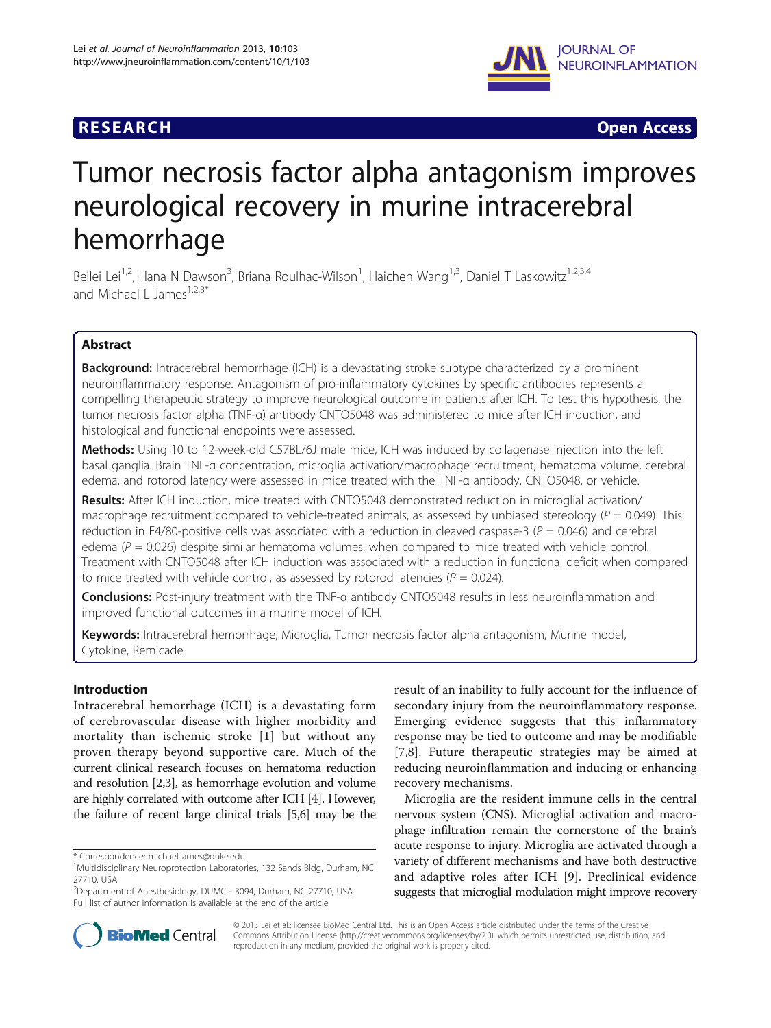RESEARCH Open Access

# Tumor necrosis factor alpha antagonism improves neurological recovery in murine intracerebral hemorrhage

Beilei Lei[1,2], Hana N Dawson[3], Briana Roulhac-Wilson[1], Haichen Wang[1,3], Daniel T Laskowitz[1,2,3,4] and Michael L James[1,2,3*]

## Abstract

**Background:** Intracerebral hemorrhage (ICH) is a devastating stroke subtype characterized by a prominent neuroinflammatory response. Antagonism of pro-inflammatory cytokines by specific antibodies represents a compelling therapeutic strategy to improve neurological outcome in patients after ICH. To test this hypothesis, the tumor necrosis factor alpha (TNF-α) antibody CNTO5048 was administered to mice after ICH induction, and histological and functional endpoints were assessed.

**Methods:** Using 10 to 12-week-old C57BL/6J male mice, ICH was induced by collagenase injection into the left basal ganglia. Brain TNF-α concentration, microglia activation/macrophage recruitment, hematoma volume, cerebral edema, and rotorod latency were assessed in mice treated with the TNF-α antibody, CNTO5048, or vehicle.

**Results:** After ICH induction, mice treated with CNTO5048 demonstrated reduction in microglial activation/macrophage recruitment compared to vehicle-treated animals, as assessed by unbiased stereology ($P = 0.049$). This reduction in F4/80-positive cells was associated with a reduction in cleaved caspase-3 ($P = 0.046$) and cerebral edema ($P = 0.026$) despite similar hematoma volumes, when compared to mice treated with vehicle control. Treatment with CNTO5048 after ICH induction was associated with a reduction in functional deficit when compared to mice treated with vehicle control, as assessed by rotorod latencies ($P = 0.024$).

**Conclusions:** Post-injury treatment with the TNF-α antibody CNTO5048 results in less neuroinflammation and improved functional outcomes in a murine model of ICH.

**Keywords:** Intracerebral hemorrhage, Microglia, Tumor necrosis factor alpha antagonism, Murine model, Cytokine, Remicade

## Introduction

Intracerebral hemorrhage (ICH) is a devastating form of cerebrovascular disease with higher morbidity and mortality than ischemic stroke [1] but without any proven therapy beyond supportive care. Much of the current clinical research focuses on hematoma reduction and resolution [2,3], as hemorrhage evolution and volume are highly correlated with outcome after ICH [4]. However, the failure of recent large clinical trials [5,6] may be the result of an inability to fully account for the influence of secondary injury from the neuroinflammatory response. Emerging evidence suggests that this inflammatory response may be tied to outcome and may be modifiable [7,8]. Future therapeutic strategies may be aimed at reducing neuroinflammation and inducing or enhancing recovery mechanisms.

Microglia are the resident immune cells in the central nervous system (CNS). Microglial activation and macrophage infiltration remain the cornerstone of the brain's acute response to injury. Microglia are activated through a variety of different mechanisms and have both destructive and adaptive roles after ICH [9]. Preclinical evidence suggests that microglial modulation might improve recovery

\* Correspondence: michael.james@duke.edu
[1]Multidisciplinary Neuroprotection Laboratories, 132 Sands Bldg, Durham, NC 27710, USA
[2]Department of Anesthesiology, DUMC - 3094, Durham, NC 27710, USA
Full list of author information is available at the end of the article

© 2013 Lei et al.; licensee BioMed Central Ltd. This is an Open Access article distributed under the terms of the Creative Commons Attribution License (http://creativecommons.org/licenses/by/2.0), which permits unrestricted use, distribution, and reproduction in any medium, provided the original work is properly cited.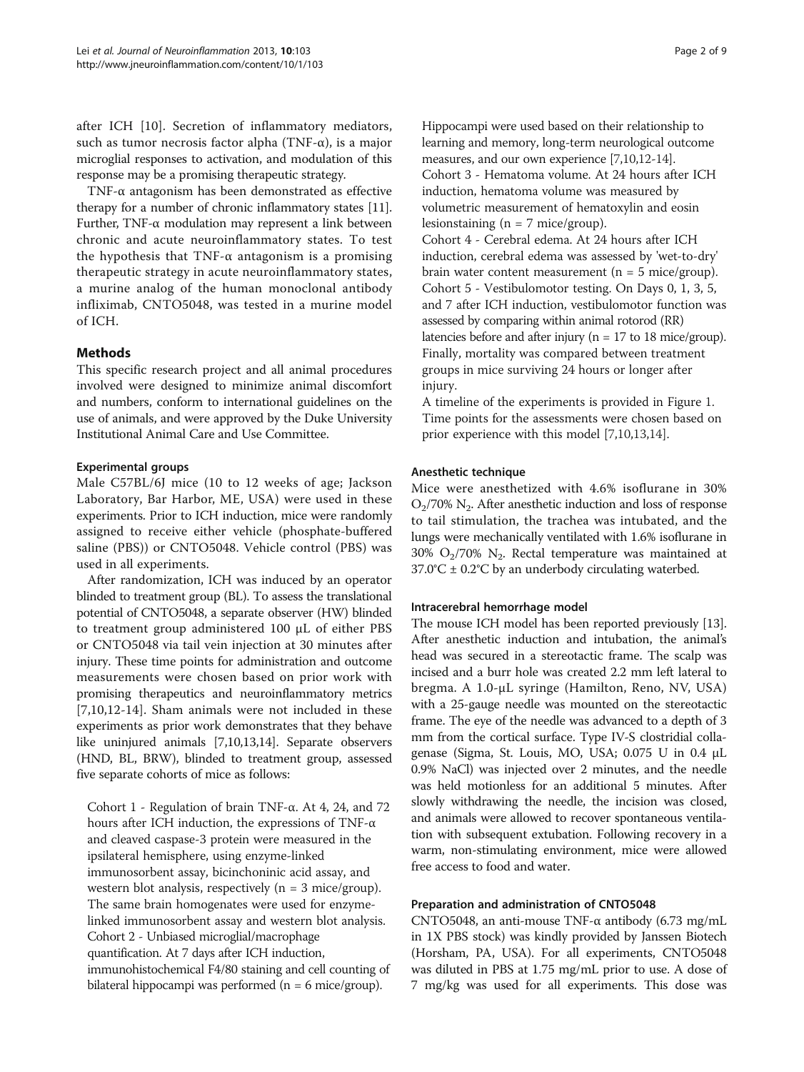after ICH [10]. Secretion of inflammatory mediators, such as tumor necrosis factor alpha (TNF-α), is a major microglial responses to activation, and modulation of this response may be a promising therapeutic strategy.

TNF-α antagonism has been demonstrated as effective therapy for a number of chronic inflammatory states [11]. Further, TNF-α modulation may represent a link between chronic and acute neuroinflammatory states. To test the hypothesis that TNF-α antagonism is a promising therapeutic strategy in acute neuroinflammatory states, a murine analog of the human monoclonal antibody infliximab, CNTO5048, was tested in a murine model of ICH.

## Methods

This specific research project and all animal procedures involved were designed to minimize animal discomfort and numbers, conform to international guidelines on the use of animals, and were approved by the Duke University Institutional Animal Care and Use Committee.

### Experimental groups

Male C57BL/6J mice (10 to 12 weeks of age; Jackson Laboratory, Bar Harbor, ME, USA) were used in these experiments. Prior to ICH induction, mice were randomly assigned to receive either vehicle (phosphate-buffered saline (PBS)) or CNTO5048. Vehicle control (PBS) was used in all experiments.

After randomization, ICH was induced by an operator blinded to treatment group (BL). To assess the translational potential of CNTO5048, a separate observer (HW) blinded to treatment group administered 100 μL of either PBS or CNTO5048 via tail vein injection at 30 minutes after injury. These time points for administration and outcome measurements were chosen based on prior work with promising therapeutics and neuroinflammatory metrics [7,10,12-14]. Sham animals were not included in these experiments as prior work demonstrates that they behave like uninjured animals [7,10,13,14]. Separate observers (HND, BL, BRW), blinded to treatment group, assessed five separate cohorts of mice as follows:

Cohort 1 - Regulation of brain TNF-α. At 4, 24, and 72 hours after ICH induction, the expressions of TNF-α and cleaved caspase-3 protein were measured in the ipsilateral hemisphere, using enzyme-linked immunosorbent assay, bicinchoninic acid assay, and western blot analysis, respectively (n = 3 mice/group). The same brain homogenates were used for enzyme-linked immunosorbent assay and western blot analysis.
Cohort 2 - Unbiased microglial/macrophage quantification. At 7 days after ICH induction, immunohistochemical F4/80 staining and cell counting of bilateral hippocampi was performed (n = 6 mice/group). Hippocampi were used based on their relationship to learning and memory, long-term neurological outcome measures, and our own experience [7,10,12-14].
Cohort 3 - Hematoma volume. At 24 hours after ICH induction, hematoma volume was measured by volumetric measurement of hematoxylin and eosin lesionstaining (n = 7 mice/group).
Cohort 4 - Cerebral edema. At 24 hours after ICH induction, cerebral edema was assessed by 'wet-to-dry' brain water content measurement (n = 5 mice/group).
Cohort 5 - Vestibulomotor testing. On Days 0, 1, 3, 5, and 7 after ICH induction, vestibulomotor function was assessed by comparing within animal rotorod (RR) latencies before and after injury (n = 17 to 18 mice/group).
Finally, mortality was compared between treatment groups in mice surviving 24 hours or longer after injury.
A timeline of the experiments is provided in Figure 1. Time points for the assessments were chosen based on prior experience with this model [7,10,13,14].

### Anesthetic technique

Mice were anesthetized with 4.6% isoflurane in 30% $O_2$/70% $N_2$. After anesthetic induction and loss of response to tail stimulation, the trachea was intubated, and the lungs were mechanically ventilated with 1.6% isoflurane in 30% $O_2$/70% $N_2$. Rectal temperature was maintained at 37.0°C ± 0.2°C by an underbody circulating waterbed.

### Intracerebral hemorrhage model

The mouse ICH model has been reported previously [13]. After anesthetic induction and intubation, the animal's head was secured in a stereotactic frame. The scalp was incised and a burr hole was created 2.2 mm left lateral to bregma. A 1.0-μL syringe (Hamilton, Reno, NV, USA) with a 25-gauge needle was mounted on the stereotactic frame. The eye of the needle was advanced to a depth of 3 mm from the cortical surface. Type IV-S clostridial collagenase (Sigma, St. Louis, MO, USA; 0.075 U in 0.4 μL 0.9% NaCl) was injected over 2 minutes, and the needle was held motionless for an additional 5 minutes. After slowly withdrawing the needle, the incision was closed, and animals were allowed to recover spontaneous ventilation with subsequent extubation. Following recovery in a warm, non-stimulating environment, mice were allowed free access to food and water.

### Preparation and administration of CNTO5048

CNTO5048, an anti-mouse TNF-α antibody (6.73 mg/mL in 1X PBS stock) was kindly provided by Janssen Biotech (Horsham, PA, USA). For all experiments, CNTO5048 was diluted in PBS at 1.75 mg/mL prior to use. A dose of 7 mg/kg was used for all experiments. This dose was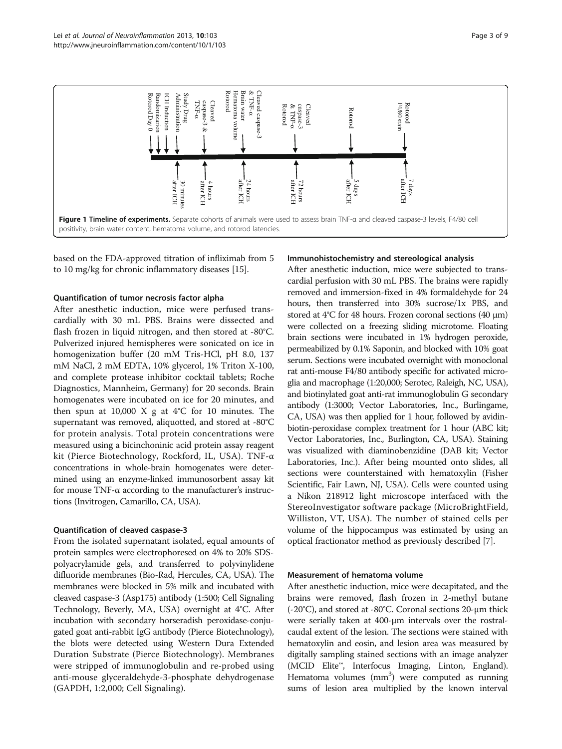**Figure 1 Timeline of experiments.** Separate cohorts of animals were used to assess brain TNF-α and cleaved caspase-3 levels, F4/80 cell positivity, brain water content, hematoma volume, and rotorod latencies.

based on the FDA-approved titration of infliximab from 5 to 10 mg/kg for chronic inflammatory diseases [15].

### Quantification of tumor necrosis factor alpha

After anesthetic induction, mice were perfused transcardially with 30 mL PBS. Brains were dissected and flash frozen in liquid nitrogen, and then stored at -80°C. Pulverized injured hemispheres were sonicated on ice in homogenization buffer (20 mM Tris-HCl, pH 8.0, 137 mM NaCl, 2 mM EDTA, 10% glycerol, 1% Triton X-100, and complete protease inhibitor cocktail tablets; Roche Diagnostics, Mannheim, Germany) for 20 seconds. Brain homogenates were incubated on ice for 20 minutes, and then spun at 10,000 X g at 4°C for 10 minutes. The supernatant was removed, aliquotted, and stored at -80°C for protein analysis. Total protein concentrations were measured using a bicinchoninic acid protein assay reagent kit (Pierce Biotechnology, Rockford, IL, USA). TNF-α concentrations in whole-brain homogenates were determined using an enzyme-linked immunosorbent assay kit for mouse TNF-α according to the manufacturer's instructions (Invitrogen, Camarillo, CA, USA).

### Quantification of cleaved caspase-3

From the isolated supernatant isolated, equal amounts of protein samples were electrophoresed on 4% to 20% SDS-polyacrylamide gels, and transferred to polyvinylidene difluoride membranes (Bio-Rad, Hercules, CA, USA). The membranes were blocked in 5% milk and incubated with cleaved caspase-3 (Asp175) antibody (1:500; Cell Signaling Technology, Beverly, MA, USA) overnight at 4°C. After incubation with secondary horseradish peroxidase-conjugated goat anti-rabbit IgG antibody (Pierce Biotechnology), the blots were detected using Western Dura Extended Duration Substrate (Pierce Biotechnology). Membranes were stripped of immunoglobulin and re-probed using anti-mouse glyceraldehyde-3-phosphate dehydrogenase (GAPDH, 1:2,000; Cell Signaling).

### Immunohistochemistry and stereological analysis

After anesthetic induction, mice were subjected to transcardial perfusion with 30 mL PBS. The brains were rapidly removed and immersion-fixed in 4% formaldehyde for 24 hours, then transferred into 30% sucrose/1x PBS, and stored at 4°C for 48 hours. Frozen coronal sections (40 μm) were collected on a freezing sliding microtome. Floating brain sections were incubated in 1% hydrogen peroxide, permeabilized by 0.1% Saponin, and blocked with 10% goat serum. Sections were incubated overnight with monoclonal rat anti-mouse F4/80 antibody specific for activated microglia and macrophage (1:20,000; Serotec, Raleigh, NC, USA), and biotinylated goat anti-rat immunoglobulin G secondary antibody (1:3000; Vector Laboratories, Inc., Burlingame, CA, USA) was then applied for 1 hour, followed by avidin-biotin-peroxidase complex treatment for 1 hour (ABC kit; Vector Laboratories, Inc., Burlington, CA, USA). Staining was visualized with diaminobenzidine (DAB kit; Vector Laboratories, Inc.). After being mounted onto slides, all sections were counterstained with hematoxylin (Fisher Scientific, Fair Lawn, NJ, USA). Cells were counted using a Nikon 218912 light microscope interfaced with the StereoInvestigator software package (MicroBrightField, Williston, VT, USA). The number of stained cells per volume of the hippocampus was estimated by using an optical fractionator method as previously described [7].

### Measurement of hematoma volume

After anesthetic induction, mice were decapitated, and the brains were removed, flash frozen in 2-methyl butane (-20°C), and stored at -80°C. Coronal sections 20-μm thick were serially taken at 400-μm intervals over the rostral-caudal extent of the lesion. The sections were stained with hematoxylin and eosin, and lesion area was measured by digitally sampling stained sections with an image analyzer (MCID Elite™, Interfocus Imaging, Linton, England). Hematoma volumes ($mm^3$) were computed as running sums of lesion area multiplied by the known interval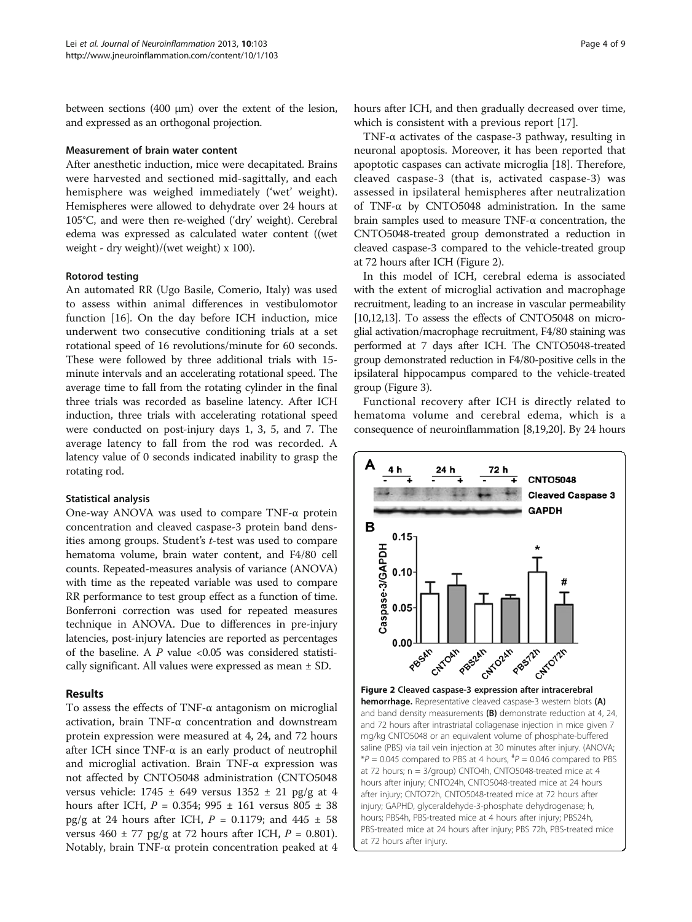between sections (400 μm) over the extent of the lesion, and expressed as an orthogonal projection.

#### Measurement of brain water content

After anesthetic induction, mice were decapitated. Brains were harvested and sectioned mid-sagittally, and each hemisphere was weighed immediately ('wet' weight). Hemispheres were allowed to dehydrate over 24 hours at 105°C, and were then re-weighed ('dry' weight). Cerebral edema was expressed as calculated water content ((wet weight - dry weight)/(wet weight) x 100).

#### Rotorod testing

An automated RR (Ugo Basile, Comerio, Italy) was used to assess within animal differences in vestibulomotor function [16]. On the day before ICH induction, mice underwent two consecutive conditioning trials at a set rotational speed of 16 revolutions/minute for 60 seconds. These were followed by three additional trials with 15-minute intervals and an accelerating rotational speed. The average time to fall from the rotating cylinder in the final three trials was recorded as baseline latency. After ICH induction, three trials with accelerating rotational speed were conducted on post-injury days 1, 3, 5, and 7. The average latency to fall from the rod was recorded. A latency value of 0 seconds indicated inability to grasp the rotating rod.

#### Statistical analysis

One-way ANOVA was used to compare TNF-α protein concentration and cleaved caspase-3 protein band densities among groups. Student's *t*-test was used to compare hematoma volume, brain water content, and F4/80 cell counts. Repeated-measures analysis of variance (ANOVA) with time as the repeated variable was used to compare RR performance to test group effect as a function of time. Bonferroni correction was used for repeated measures technique in ANOVA. Due to differences in pre-injury latencies, post-injury latencies are reported as percentages of the baseline. A $P$ value <0.05 was considered statistically significant. All values were expressed as mean ± SD.

## Results

To assess the effects of TNF-α antagonism on microglial activation, brain TNF-α concentration and downstream protein expression were measured at 4, 24, and 72 hours after ICH since TNF-α is an early product of neutrophil and microglial activation. Brain TNF-α expression was not affected by CNTO5048 administration (CNTO5048 versus vehicle: 1745 ± 649 versus 1352 ± 21 pg/g at 4 hours after ICH, $P$ = 0.354; 995 ± 161 versus 805 ± 38 pg/g at 24 hours after ICH, $P$ = 0.1179; and 445 ± 58 versus 460 ± 77 pg/g at 72 hours after ICH, $P$ = 0.801). Notably, brain TNF-α protein concentration peaked at 4 hours after ICH, and then gradually decreased over time, which is consistent with a previous report [17].

TNF-α activates of the caspase-3 pathway, resulting in neuronal apoptosis. Moreover, it has been reported that apoptotic caspases can activate microglia [18]. Therefore, cleaved caspase-3 (that is, activated caspase-3) was assessed in ipsilateral hemispheres after neutralization of TNF-α by CNTO5048 administration. In the same brain samples used to measure TNF-α concentration, the CNTO5048-treated group demonstrated a reduction in cleaved caspase-3 compared to the vehicle-treated group at 72 hours after ICH (Figure 2).

In this model of ICH, cerebral edema is associated with the extent of microglial activation and macrophage recruitment, leading to an increase in vascular permeability [10,12,13]. To assess the effects of CNTO5048 on microglial activation/macrophage recruitment, F4/80 staining was performed at 7 days after ICH. The CNTO5048-treated group demonstrated reduction in F4/80-positive cells in the ipsilateral hippocampus compared to the vehicle-treated group (Figure 3).

Functional recovery after ICH is directly related to hematoma volume and cerebral edema, which is a consequence of neuroinflammation [8,19,20]. By 24 hours

**Figure 2 Cleaved caspase-3 expression after intracerebral hemorrhage.** Representative cleaved caspase-3 western blots **(A)** and band density measurements **(B)** demonstrate reduction at 4, 24, and 72 hours after intrastriatal collagenase injection in mice given 7 mg/kg CNTO5048 or an equivalent volume of phosphate-buffered saline (PBS) via tail vein injection at 30 minutes after injury. (ANOVA; *$P$ = 0.045 compared to PBS at 4 hours, #$P$ = 0.046 compared to PBS at 72 hours; n = 3/group) CNTO4h, CNTO5048-treated mice at 4 hours after injury; CNTO24h, CNTO5048-treated mice at 24 hours after injury; CNTO72h, CNTO5048-treated mice at 72 hours after injury; GAPHD, glyceraldehyde-3-phosphate dehydrogenase; h, hours; PBS4h, PBS-treated mice at 4 hours after injury; PBS24h, PBS-treated mice at 24 hours after injury; PBS 72h, PBS-treated mice at 72 hours after injury.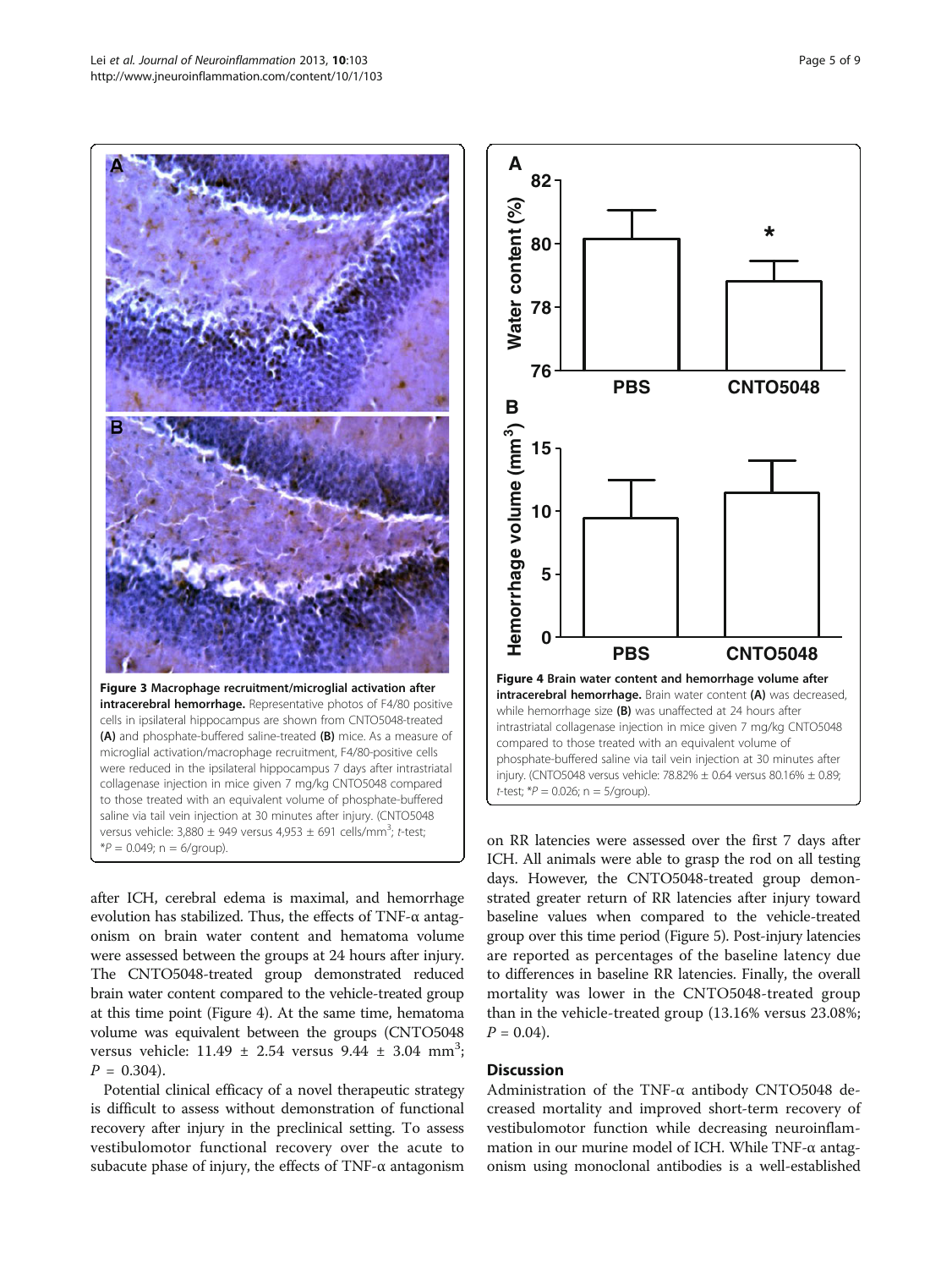**Figure 3 Macrophage recruitment/microglial activation after intracerebral hemorrhage.** Representative photos of F4/80 positive cells in ipsilateral hippocampus are shown from CNTO5048-treated **(A)** and phosphate-buffered saline-treated **(B)** mice. As a measure of microglial activation/macrophage recruitment, F4/80-positive cells were reduced in the ipsilateral hippocampus 7 days after intrastriatal collagenase injection in mice given 7 mg/kg CNTO5048 compared to those treated with an equivalent volume of phosphate-buffered saline via tail vein injection at 30 minutes after injury. (CNTO5048 versus vehicle: 3,880 ± 949 versus 4,953 ± 691 cells/mm$^3$; *t*-test; *$P$ = 0.049; n = 6/group).

**Figure 4 Brain water content and hemorrhage volume after intracerebral hemorrhage.** Brain water content **(A)** was decreased, while hemorrhage size **(B)** was unaffected at 24 hours after intrastriatal collagenase injection in mice given 7 mg/kg CNTO5048 compared to those treated with an equivalent volume of phosphate-buffered saline via tail vein injection at 30 minutes after injury. (CNTO5048 versus vehicle: 78.82% ± 0.64 versus 80.16% ± 0.89; *t*-test; *$P$ = 0.026; n = 5/group).

after ICH, cerebral edema is maximal, and hemorrhage evolution has stabilized. Thus, the effects of TNF-α antagonism on brain water content and hematoma volume were assessed between the groups at 24 hours after injury. The CNTO5048-treated group demonstrated reduced brain water content compared to the vehicle-treated group at this time point (Figure 4). At the same time, hematoma volume was equivalent between the groups (CNTO5048 versus vehicle: 11.49 ± 2.54 versus 9.44 ± 3.04 mm$^3$; $P$ = 0.304).

Potential clinical efficacy of a novel therapeutic strategy is difficult to assess without demonstration of functional recovery after injury in the preclinical setting. To assess vestibulomotor functional recovery over the acute to subacute phase of injury, the effects of TNF-α antagonism on RR latencies were assessed over the first 7 days after ICH. All animals were able to grasp the rod on all testing days. However, the CNTO5048-treated group demonstrated greater return of RR latencies after injury toward baseline values when compared to the vehicle-treated group over this time period (Figure 5). Post-injury latencies are reported as percentages of the baseline latency due to differences in baseline RR latencies. Finally, the overall mortality was lower in the CNTO5048-treated group than in the vehicle-treated group (13.16% versus 23.08%; $P$ = 0.04).

## Discussion

Administration of the TNF-α antibody CNTO5048 decreased mortality and improved short-term recovery of vestibulomotor function while decreasing neuroinflammation in our murine model of ICH. While TNF-α antagonism using monoclonal antibodies is a well-established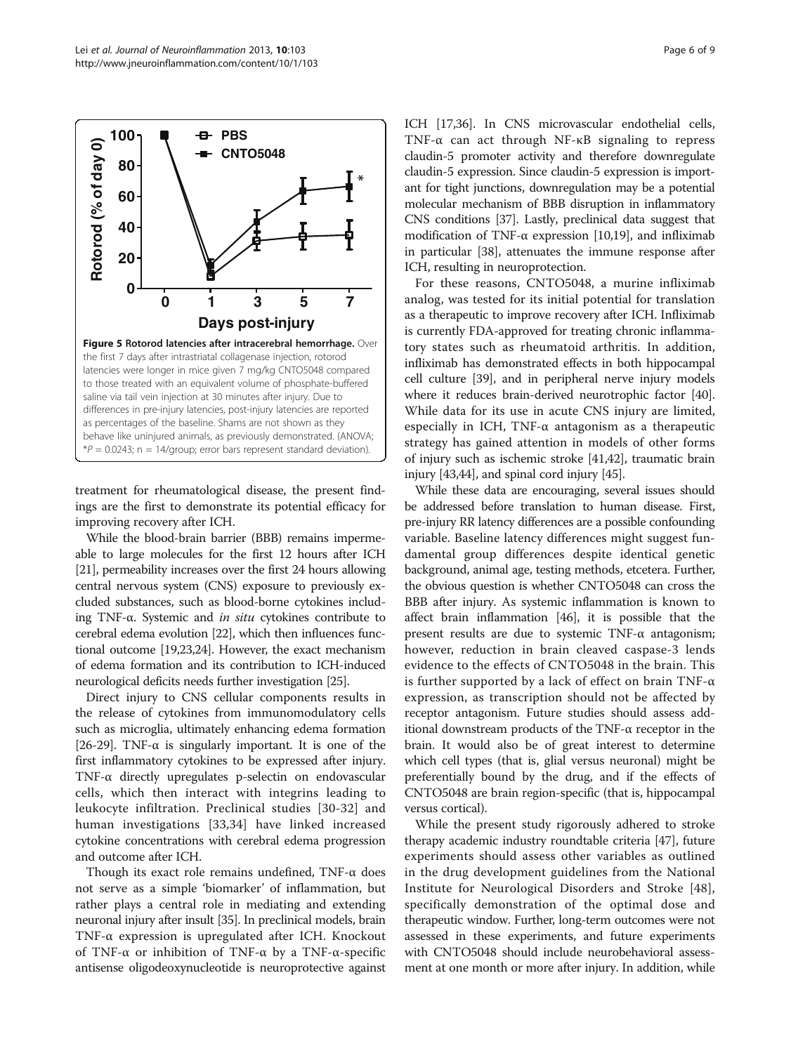**Figure 5 Rotorod latencies after intracerebral hemorrhage.** Over the first 7 days after intrastriatal collagenase injection, rotorod latencies were longer in mice given 7 mg/kg CNTO5048 compared to those treated with an equivalent volume of phosphate-buffered saline via tail vein injection at 30 minutes after injury. Due to differences in pre-injury latencies, post-injury latencies are reported as percentages of the baseline. Shams are not shown as they behave like uninjured animals, as previously demonstrated. (ANOVA; \*$P = 0.0243$; n = 14/group; error bars represent standard deviation).

treatment for rheumatological disease, the present findings are the first to demonstrate its potential efficacy for improving recovery after ICH.

While the blood-brain barrier (BBB) remains impermeable to large molecules for the first 12 hours after ICH [21], permeability increases over the first 24 hours allowing central nervous system (CNS) exposure to previously excluded substances, such as blood-borne cytokines including TNF-α. Systemic and *in situ* cytokines contribute to cerebral edema evolution [22], which then influences functional outcome [19,23,24]. However, the exact mechanism of edema formation and its contribution to ICH-induced neurological deficits needs further investigation [25].

Direct injury to CNS cellular components results in the release of cytokines from immunomodulatory cells such as microglia, ultimately enhancing edema formation [26-29]. TNF-α is singularly important. It is one of the first inflammatory cytokines to be expressed after injury. TNF-α directly upregulates p-selectin on endovascular cells, which then interact with integrins leading to leukocyte infiltration. Preclinical studies [30-32] and human investigations [33,34] have linked increased cytokine concentrations with cerebral edema progression and outcome after ICH.

Though its exact role remains undefined, TNF-α does not serve as a simple 'biomarker' of inflammation, but rather plays a central role in mediating and extending neuronal injury after insult [35]. In preclinical models, brain TNF-α expression is upregulated after ICH. Knockout of TNF-α or inhibition of TNF-α by a TNF-α-specific antisense oligodeoxynucleotide is neuroprotective against ICH [17,36]. In CNS microvascular endothelial cells, TNF-α can act through NF-κB signaling to repress claudin-5 promoter activity and therefore downregulate claudin-5 expression. Since claudin-5 expression is important for tight junctions, downregulation may be a potential molecular mechanism of BBB disruption in inflammatory CNS conditions [37]. Lastly, preclinical data suggest that modification of TNF-α expression [10,19], and infliximab in particular [38], attenuates the immune response after ICH, resulting in neuroprotection.

For these reasons, CNTO5048, a murine infliximab analog, was tested for its initial potential for translation as a therapeutic to improve recovery after ICH. Infliximab is currently FDA-approved for treating chronic inflammatory states such as rheumatoid arthritis. In addition, infliximab has demonstrated effects in both hippocampal cell culture [39], and in peripheral nerve injury models where it reduces brain-derived neurotrophic factor [40]. While data for its use in acute CNS injury are limited, especially in ICH, TNF-α antagonism as a therapeutic strategy has gained attention in models of other forms of injury such as ischemic stroke [41,42], traumatic brain injury [43,44], and spinal cord injury [45].

While these data are encouraging, several issues should be addressed before translation to human disease. First, pre-injury RR latency differences are a possible confounding variable. Baseline latency differences might suggest fundamental group differences despite identical genetic background, animal age, testing methods, etcetera. Further, the obvious question is whether CNTO5048 can cross the BBB after injury. As systemic inflammation is known to affect brain inflammation [46], it is possible that the present results are due to systemic TNF-α antagonism; however, reduction in brain cleaved caspase-3 lends evidence to the effects of CNTO5048 in the brain. This is further supported by a lack of effect on brain TNF-α expression, as transcription should not be affected by receptor antagonism. Future studies should assess additional downstream products of the TNF-α receptor in the brain. It would also be of great interest to determine which cell types (that is, glial versus neuronal) might be preferentially bound by the drug, and if the effects of CNTO5048 are brain region-specific (that is, hippocampal versus cortical).

While the present study rigorously adhered to stroke therapy academic industry roundtable criteria [47], future experiments should assess other variables as outlined in the drug development guidelines from the National Institute for Neurological Disorders and Stroke [48], specifically demonstration of the optimal dose and therapeutic window. Further, long-term outcomes were not assessed in these experiments, and future experiments with CNTO5048 should include neurobehavioral assessment at one month or more after injury. In addition, while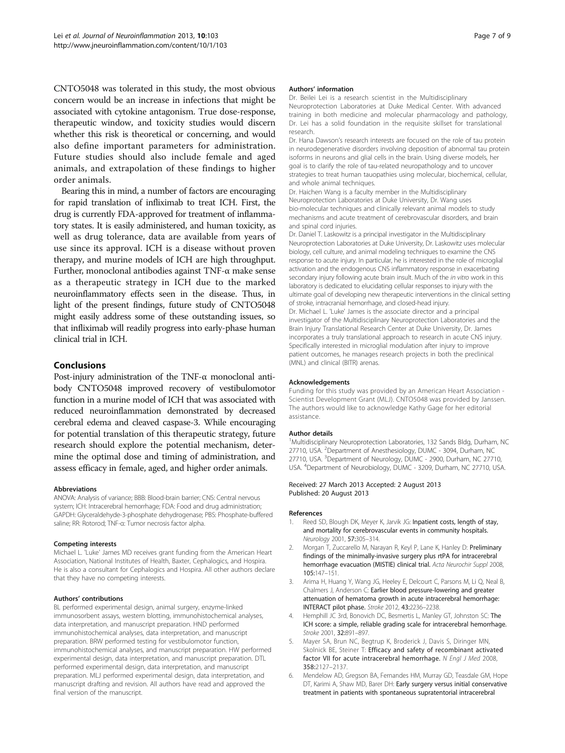CNTO5048 was tolerated in this study, the most obvious concern would be an increase in infections that might be associated with cytokine antagonism. True dose-response, therapeutic window, and toxicity studies would discern whether this risk is theoretical or concerning, and would also define important parameters for administration. Future studies should also include female and aged animals, and extrapolation of these findings to higher order animals.

Bearing this in mind, a number of factors are encouraging for rapid translation of infliximab to treat ICH. First, the drug is currently FDA-approved for treatment of inflammatory states. It is easily administered, and human toxicity, as well as drug tolerance, data are available from years of use since its approval. ICH is a disease without proven therapy, and murine models of ICH are high throughput. Further, monoclonal antibodies against TNF-α make sense as a therapeutic strategy in ICH due to the marked neuroinflammatory effects seen in the disease. Thus, in light of the present findings, future study of CNTO5048 might easily address some of these outstanding issues, so that infliximab will readily progress into early-phase human clinical trial in ICH.

## Conclusions

Post-injury administration of the TNF-α monoclonal antibody CNTO5048 improved recovery of vestibulomotor function in a murine model of ICH that was associated with reduced neuroinflammation demonstrated by decreased cerebral edema and cleaved caspase-3. While encouraging for potential translation of this therapeutic strategy, future research should explore the potential mechanism, determine the optimal dose and timing of administration, and assess efficacy in female, aged, and higher order animals.

#### Abbreviations

ANOVA: Analysis of variance; BBB: Blood-brain barrier; CNS: Central nervous system; ICH: Intracerebral hemorrhage; FDA: Food and drug administration; GAPDH: Glyceraldehyde-3-phosphate dehydrogenase; PBS: Phosphate-buffered saline; RR: Rotorod; TNF-α: Tumor necrosis factor alpha.

#### Competing interests

Michael L. 'Luke' James MD receives grant funding from the American Heart Association, National Institutes of Health, Baxter, Cephalogics, and Hospira. He is also a consultant for Cephalogics and Hospira. All other authors declare that they have no competing interests.

#### Authors' contributions

BL performed experimental design, animal surgery, enzyme-linked immunosorbent assays, western blotting, immunohistochemical analyses, data interpretation, and manuscript preparation. HND performed immunohistochemical analyses, data interpretation, and manuscript preparation. BRW performed testing for vestibulomotor function, immunohistochemical analyses, and manuscript preparation. HW performed experimental design, data interpretation, and manuscript preparation. DTL performed experimental design, data interpretation, and manuscript preparation. MLJ performed experimental design, data interpretation, and manuscript drafting and revision. All authors have read and approved the final version of the manuscript.

#### Authors' information

Dr. Beilei Lei is a research scientist in the Multidisciplinary Neuroprotection Laboratories at Duke Medical Center. With advanced training in both medicine and molecular pharmacology and pathology, Dr. Lei has a solid foundation in the requisite skillset for translational research.

Dr. Hana Dawson's research interests are focused on the role of tau protein in neurodegenerative disorders involving deposition of abnormal tau protein isoforms in neurons and glial cells in the brain. Using diverse models, her goal is to clarify the role of tau-related neuropathology and to uncover strategies to treat human tauopathies using molecular, biochemical, cellular, and whole animal techniques.

Dr. Haichen Wang is a faculty member in the Multidisciplinary Neuroprotection Laboratories at Duke University, Dr. Wang uses bio-molecular techniques and clinically relevant animal models to study mechanisms and acute treatment of cerebrovascular disorders, and brain and spinal cord injuries.

Dr. Daniel T. Laskowitz is a principal investigator in the Multidisciplinary Neuroprotection Laboratories at Duke University, Dr. Laskowitz uses molecular biology, cell culture, and animal modeling techniques to examine the CNS response to acute injury. In particular, he is interested in the role of microglial activation and the endogenous CNS inflammatory response in exacerbating secondary injury following acute brain insult. Much of the *in vitro* work in this laboratory is dedicated to elucidating cellular responses to injury with the ultimate goal of developing new therapeutic interventions in the clinical setting of stroke, intracranial hemorrhage, and closed-head injury.

Dr. Michael L. 'Luke' James is the associate director and a principal investigator of the Multidisciplinary Neuroprotection Laboratories and the Brain Injury Translational Research Center at Duke University, Dr. James incorporates a truly translational approach to research in acute CNS injury. Specifically interested in microglial modulation after injury to improve patient outcomes, he manages research projects in both the preclinical (MNL) and clinical (BITR) arenas.

#### Acknowledgements

Funding for this study was provided by an American Heart Association - Scientist Development Grant (MLJ). CNTO5048 was provided by Janssen. The authors would like to acknowledge Kathy Gage for her editorial assistance.

#### Author details

[1]Multidisciplinary Neuroprotection Laboratories, 132 Sands Bldg, Durham, NC 27710, USA. [2]Department of Anesthesiology, DUMC - 3094, Durham, NC 27710, USA. [3]Department of Neurology, DUMC - 2900, Durham, NC 27710, USA. [4]Department of Neurobiology, DUMC - 3209, Durham, NC 27710, USA.

Received: 27 March 2013 Accepted: 2 August 2013
Published: 20 August 2013

#### References

1. Reed SD, Blough DK, Meyer K, Jarvik JG: **Inpatient costs, length of stay, and mortality for cerebrovascular events in community hospitals.** *Neurology* 2001, **57:**305–314.
2. Morgan T, Zuccarello M, Narayan R, Keyl P, Lane K, Hanley D: **Preliminary findings of the minimally-invasive surgery plus rtPA for intracerebral hemorrhage evacuation (MISTIE) clinical trial.** *Acta Neurochir Suppl* 2008, **105:**147–151.
3. Arima H, Huang Y, Wang JG, Heeley E, Delcourt C, Parsons M, Li Q, Neal B, Chalmers J, Anderson C: **Earlier blood pressure-lowering and greater attenuation of hematoma growth in acute intracerebral hemorrhage: INTERACT pilot phase.** *Stroke* 2012, **43:**2236–2238.
4. Hemphill JC 3rd, Bonovich DC, Besmertis L, Manley GT, Johnston SC: **The ICH score: a simple, reliable grading scale for intracerebral hemorrhage.** *Stroke* 2001, **32:**891–897.
5. Mayer SA, Brun NC, Begtrup K, Broderick J, Davis S, Diringer MN, Skolnick BE, Steiner T: **Efficacy and safety of recombinant activated factor VII for acute intracerebral hemorrhage.** *N Engl J Med* 2008, **358:**2127–2137.
6. Mendelow AD, Gregson BA, Fernandes HM, Murray GD, Teasdale GM, Hope DT, Karimi A, Shaw MD, Barer DH: **Early surgery versus initial conservative treatment in patients with spontaneous supratentorial intracerebral**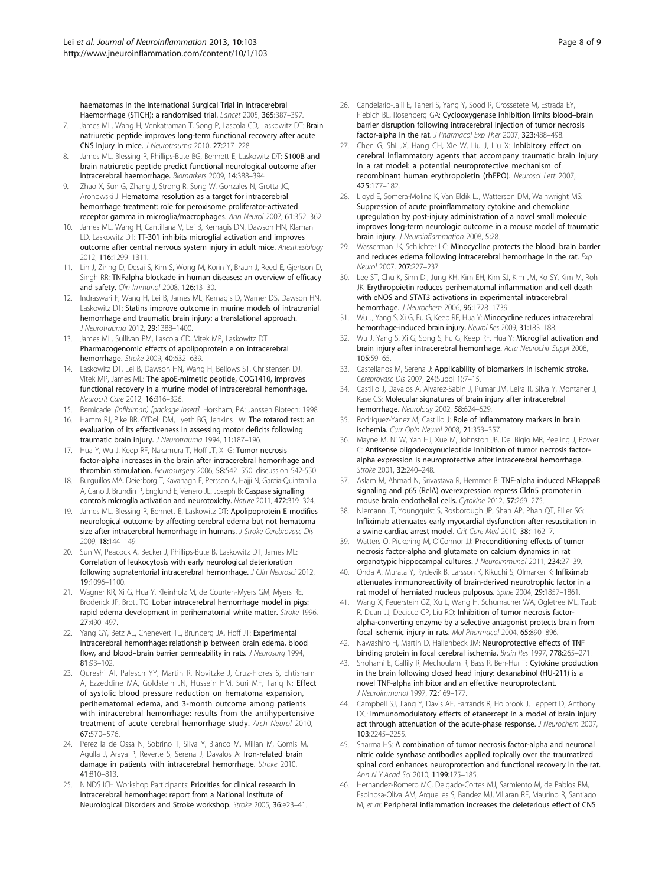haematomas in the International Surgical Trial in Intracerebral Haemorrhage (STICH): a randomised trial. *Lancet* 2005, **365:**387–397.

7. James ML, Wang H, Venkatraman T, Song P, Lascola CD, Laskowitz DT: **Brain natriuretic peptide improves long-term functional recovery after acute CNS injury in mice.** *J Neurotrauma* 2010, **27:**217–228.
8. James ML, Blessing R, Phillips-Bute BG, Bennett E, Laskowitz DT: **S100B and brain natriuretic peptide predict functional neurological outcome after intracerebral haemorrhage.** *Biomarkers* 2009, **14:**388–394.
9. Zhao X, Sun G, Zhang J, Strong R, Song W, Gonzales N, Grotta JC, Aronowski J: **Hematoma resolution as a target for intracerebral hemorrhage treatment: role for peroxisome proliferator-activated receptor gamma in microglia/macrophages.** *Ann Neurol* 2007, **61:**352–362.
10. James ML, Wang H, Cantillana V, Lei B, Kernagis DN, Dawson HN, Klaman LD, Laskowitz DT: **TT-301 inhibits microglial activation and improves outcome after central nervous system injury in adult mice.** *Anesthesiology* 2012, **116:**1299–1311.
11. Lin J, Ziring D, Desai S, Kim S, Wong M, Korin Y, Braun J, Reed E, Gjertson D, Singh RR: **TNFalpha blockade in human diseases: an overview of efficacy and safety.** *Clin Immunol* 2008, **126:**13–30.
12. Indraswari F, Wang H, Lei B, James ML, Kernagis D, Warner DS, Dawson HN, Laskowitz DT: **Statins improve outcome in murine models of intracranial hemorrhage and traumatic brain injury: a translational approach.** *J Neurotrauma* 2012, **29:**1388–1400.
13. James ML, Sullivan PM, Lascola CD, Vitek MP, Laskowitz DT: **Pharmacogenomic effects of apolipoprotein e on intracerebral hemorrhage.** *Stroke* 2009, **40:**632–639.
14. Laskowitz DT, Lei B, Dawson HN, Wang H, Bellows ST, Christensen DJ, Vitek MP, James ML: **The apoE-mimetic peptide, COG1410, improves functional recovery in a murine model of intracerebral hemorrhage.** *Neurocrit Care* 2012, **16:**316–326.
15. Remicade: *(infliximab) [package insert].* Horsham, PA: Janssen Biotech; 1998.
16. Hamm RJ, Pike BR, O'Dell DM, Lyeth BG, Jenkins LW: **The rotarod test: an evaluation of its effectiveness in assessing motor deficits following traumatic brain injury.** *J Neurotrauma* 1994, **11:**187–196.
17. Hua Y, Wu J, Keep RF, Nakamura T, Hoff JT, Xi G: **Tumor necrosis factor-alpha increases in the brain after intracerebral hemorrhage and thrombin stimulation.** *Neurosurgery* 2006, **58:**542–550. discussion 542-550.
18. Burguillos MA, Deierborg T, Kavanagh E, Persson A, Hajji N, Garcia-Quintanilla A, Cano J, Brundin P, Englund E, Venero JL, Joseph B: **Caspase signalling controls microglia activation and neurotoxicity.** *Nature* 2011, **472:**319–324.
19. James ML, Blessing R, Bennett E, Laskowitz DT: **Apolipoprotein E modifies neurological outcome by affecting cerebral edema but not hematoma size after intracerebral hemorrhage in humans.** *J Stroke Cerebrovasc Dis* 2009, **18:**144–149.
20. Sun W, Peacock A, Becker J, Phillips-Bute B, Laskowitz DT, James ML: **Correlation of leukocytosis with early neurological deterioration following supratentorial intracerebral hemorrhage.** *J Clin Neurosci* 2012, **19:**1096–1100.
21. Wagner KR, Xi G, Hua Y, Kleinholz M, de Courten-Myers GM, Myers RE, Broderick JP, Brott TG: **Lobar intracerebral hemorrhage model in pigs: rapid edema development in perihematomal white matter.** *Stroke* 1996, **27:**490–497.
22. Yang GY, Betz AL, Chenevert TL, Brunberg JA, Hoff JT: **Experimental intracerebral hemorrhage: relationship between brain edema, blood flow, and blood–brain barrier permeability in rats.** *J Neurosurg* 1994, **81:**93–102.
23. Qureshi AI, Palesch YY, Martin R, Novitzke J, Cruz-Flores S, Ehtisham A, Ezzeddine MA, Goldstein JN, Hussein HM, Suri MF, Tariq N: **Effect of systolic blood pressure reduction on hematoma expansion, perihematomal edema, and 3-month outcome among patients with intracerebral hemorrhage: results from the antihypertensive treatment of acute cerebral hemorrhage study.** *Arch Neurol* 2010, **67:**570–576.
24. Perez la de Ossa N, Sobrino T, Silva Y, Blanco M, Millan M, Gomis M, Agulla J, Araya P, Reverte S, Serena J, Davalos A: **Iron-related brain damage in patients with intracerebral hemorrhage.** *Stroke* 2010, **41:**810–813.
25. NINDS ICH Workshop Participants: **Priorities for clinical research in intracerebral hemorrhage: report from a National Institute of Neurological Disorders and Stroke workshop.** *Stroke* 2005, **36:**e23–41.
26. Candelario-Jalil E, Taheri S, Yang Y, Sood R, Grossetete M, Estrada EY, Fiebich BL, Rosenberg GA: **Cyclooxygenase inhibition limits blood–brain barrier disruption following intracerebral injection of tumor necrosis factor-alpha in the rat.** *J Pharmacol Exp Ther* 2007, **323:**488–498.
27. Chen G, Shi JX, Hang CH, Xie W, Liu J, Liu X: **Inhibitory effect on cerebral inflammatory agents that accompany traumatic brain injury in a rat model: a potential neuroprotective mechanism of recombinant human erythropoietin (rhEPO).** *Neurosci Lett* 2007, **425:**177–182.
28. Lloyd E, Somera-Molina K, Van Eldik LJ, Watterson DM, Wainwright MS: **Suppression of acute proinflammatory cytokine and chemokine upregulation by post-injury administration of a novel small molecule improves long-term neurologic outcome in a mouse model of traumatic brain injury.** *J Neuroinflammation* 2008, **5:**28.
29. Wasserman JK, Schlichter LC: **Minocycline protects the blood–brain barrier and reduces edema following intracerebral hemorrhage in the rat.** *Exp Neurol* 2007, **207:**227–237.
30. Lee ST, Chu K, Sinn DI, Jung KH, Kim EH, Kim SJ, Kim JM, Ko SY, Kim M, Roh JK: **Erythropoietin reduces perihematomal inflammation and cell death with eNOS and STAT3 activations in experimental intracerebral hemorrhage.** *J Neurochem* 2006, **96:**1728–1739.
31. Wu J, Yang S, Xi G, Fu G, Keep RF, Hua Y: **Minocycline reduces intracerebral hemorrhage-induced brain injury.** *Neurol Res* 2009, **31:**183–188.
32. Wu J, Yang S, Xi G, Song S, Fu G, Keep RF, Hua Y: **Microglial activation and brain injury after intracerebral hemorrhage.** *Acta Neurochir Suppl* 2008, **105:**59–65.
33. Castellanos M, Serena J: **Applicability of biomarkers in ischemic stroke.** *Cerebrovasc Dis* 2007, **24**(Suppl 1):7–15.
34. Castillo J, Davalos A, Alvarez-Sabin J, Pumar JM, Leira R, Silva Y, Montaner J, Kase CS: **Molecular signatures of brain injury after intracerebral hemorrhage.** *Neurology* 2002, **58:**624–629.
35. Rodriguez-Yanez M, Castillo J: **Role of inflammatory markers in brain ischemia.** *Curr Opin Neurol* 2008, **21:**353–357.
36. Mayne M, Ni W, Yan HJ, Xue M, Johnston JB, Del Bigio MR, Peeling J, Power C: **Antisense oligodeoxynucleotide inhibition of tumor necrosis factor-alpha expression is neuroprotective after intracerebral hemorrhage.** *Stroke* 2001, **32:**240–248.
37. Aslam M, Ahmad N, Srivastava R, Hemmer B: **TNF-alpha induced NFkappaB signaling and p65 (RelA) overexpression repress Cldn5 promoter in mouse brain endothelial cells.** *Cytokine* 2012, **57:**269–275.
38. Niemann JT, Youngquist S, Rosborough JP, Shah AP, Phan QT, Filler SG: **Infliximab attenuates early myocardial dysfunction after resuscitation in a swine cardiac arrest model.** *Crit Care Med* 2010, **38:**1162–7.
39. Watters O, Pickering M, O'Connor JJ: **Preconditioning effects of tumor necrosis factor-alpha and glutamate on calcium dynamics in rat organotypic hippocampal cultures.** *J Neuroimmunol* 2011, **234:**27–39.
40. Onda A, Murata Y, Rydevik B, Larsson K, Kikuchi S, Olmarker K: **Infliximab attenuates immunoreactivity of brain-derived neurotrophic factor in a rat model of herniated nucleus pulposus.** *Spine* 2004, **29:**1857–1861.
41. Wang X, Feuerstein GZ, Xu L, Wang H, Schumacher WA, Ogletree ML, Taub R, Duan JJ, Decicco CP, Liu RQ: **Inhibition of tumor necrosis factor-alpha-converting enzyme by a selective antagonist protects brain from focal ischemic injury in rats.** *Mol Pharmacol* 2004, **65:**890–896.
42. Nawashiro H, Martin D, Hallenbeck JM: **Neuroprotective effects of TNF binding protein in focal cerebral ischemia.** *Brain Res* 1997, **778:**265–271.
43. Shohami E, Gallily R, Mechoulam R, Bass R, Ben-Hur T: **Cytokine production in the brain following closed head injury: dexanabinol (HU-211) is a novel TNF-alpha inhibitor and an effective neuroprotectant.** *J Neuroimmunol* 1997, **72:**169–177.
44. Campbell SJ, Jiang Y, Davis AE, Farrands R, Holbrook J, Leppert D, Anthony DC: **Immunomodulatory effects of etanercept in a model of brain injury act through attenuation of the acute-phase response.** *J Neurochem* 2007, **103:**2245–2255.
45. Sharma HS: **A combination of tumor necrosis factor-alpha and neuronal nitric oxide synthase antibodies applied topically over the traumatized spinal cord enhances neuroprotection and functional recovery in the rat.** *Ann N Y Acad Sci* 2010, **1199:**175–185.
46. Hernandez-Romero MC, Delgado-Cortes MJ, Sarmiento M, de Pablos RM, Espinosa-Oliva AM, Arguelles S, Bandez MJ, Villaran RF, Maurino R, Santiago M, *et al*: **Peripheral inflammation increases the deleterious effect of CNS**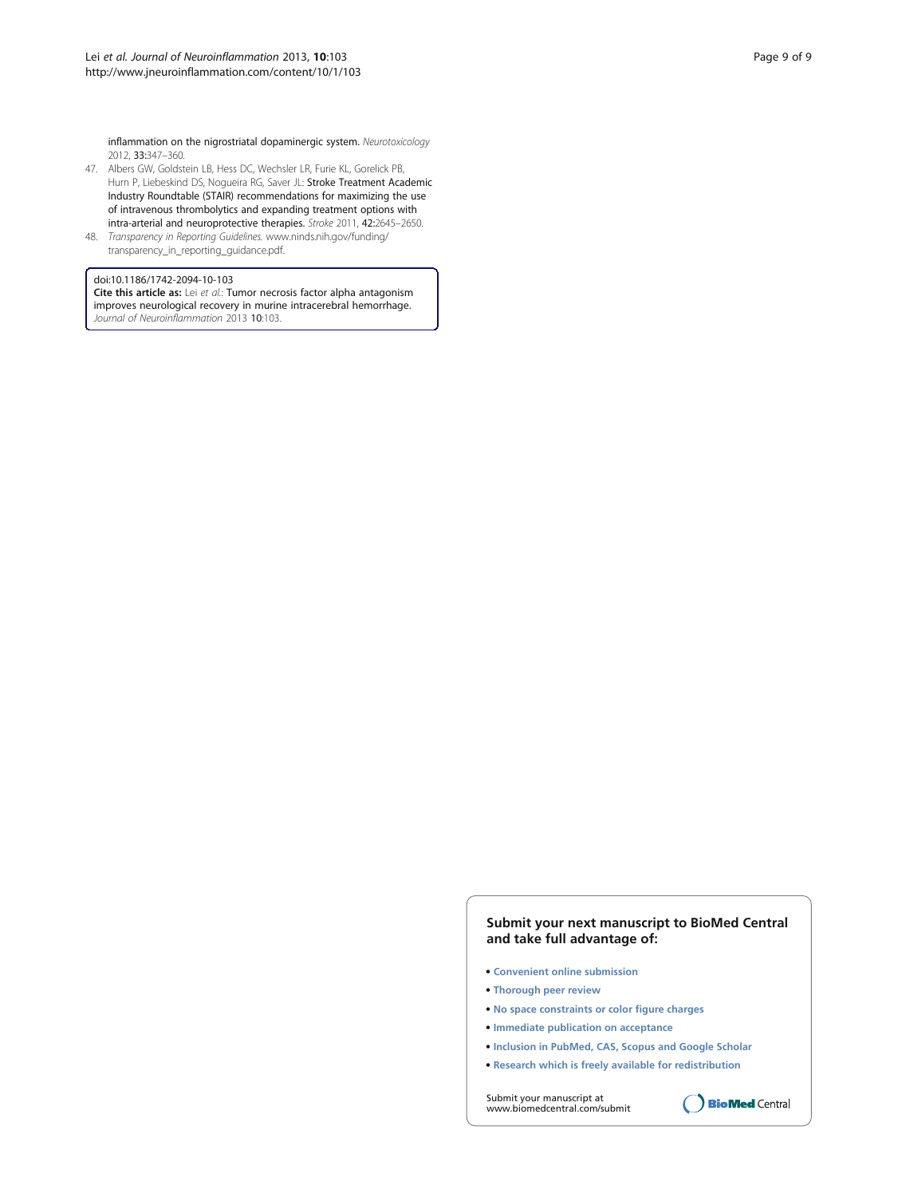inflammation on the nigrostriatal dopaminergic system. *Neurotoxicology* 2012, **33**:347–360.

47. Albers GW, Goldstein LB, Hess DC, Wechsler LR, Furie KL, Gorelick PB, Hurn P, Liebeskind DS, Nogueira RG, Saver JL: **Stroke Treatment Academic Industry Roundtable (STAIR) recommendations for maximizing the use of intravenous thrombolytics and expanding treatment options with intra-arterial and neuroprotective therapies.** *Stroke* 2011, **42**:2645–2650.
48. *Transparency in Reporting Guidelines.* www.ninds.nih.gov/funding/transparency_in_reporting_guidance.pdf.

doi:10.1186/1742-2094-10-103
**Cite this article as:** Lei *et al.*: Tumor necrosis factor alpha antagonism improves neurological recovery in murine intracerebral hemorrhage. *Journal of Neuroinflammation* 2013 **10**:103.

**Submit your next manuscript to BioMed Central and take full advantage of:**

- **Convenient online submission**
- **Thorough peer review**
- **No space constraints or color figure charges**
- **Immediate publication on acceptance**
- **Inclusion in PubMed, CAS, Scopus and Google Scholar**
- **Research which is freely available for redistribution**

Submit your manuscript at
www.biomedcentral.com/submit

BioMed Central